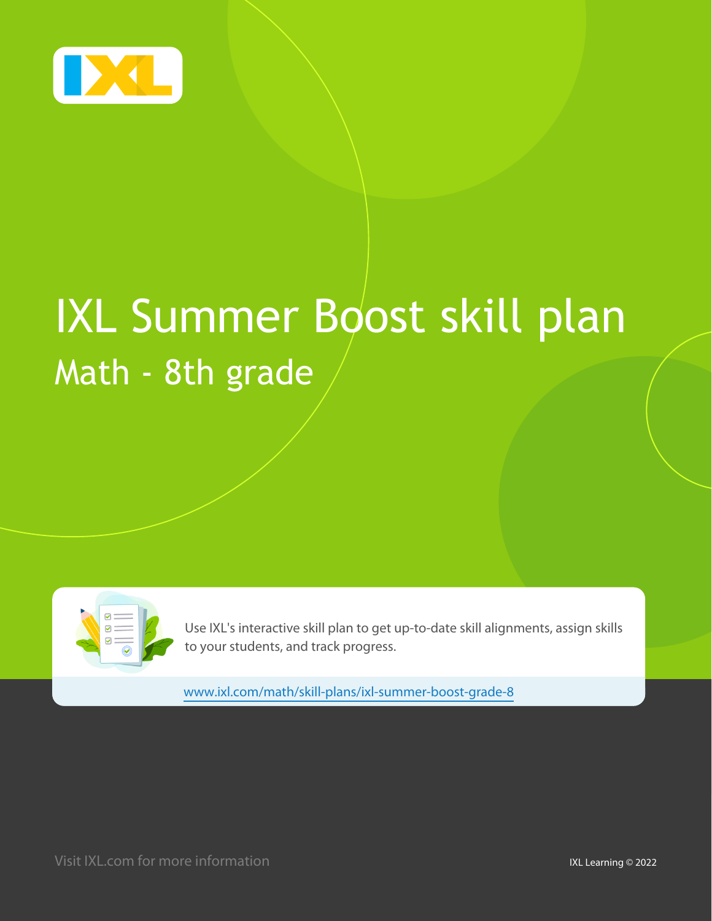# IXL Summer Boost skill plan

## Math - 8th grade

Use IXL's interactive skill plan to get up-to-date skill alignments, assign skills to your students, and track progress.

www.ixl.com/math/skill-plans/ixl-summer-boost-grade-8

Visit IXL.com for more information

IXL Learning © 2022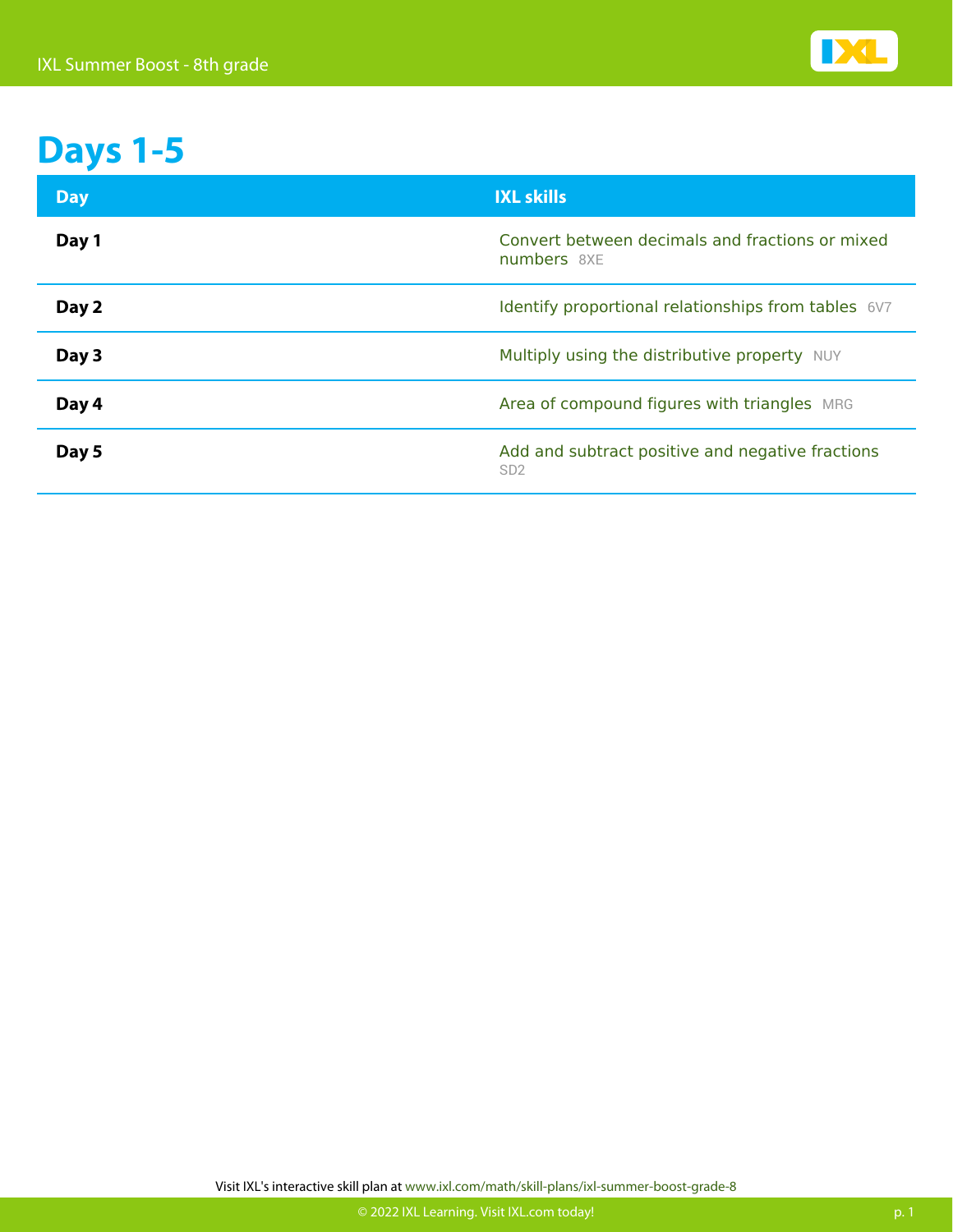# Days 1-5

| Day | IXL skills |
| --- | --- |
| **Day 1** | Convert between decimals and fractions or mixed numbers 8XE |
| **Day 2** | Identify proportional relationships from tables 6V7 |
| **Day 3** | Multiply using the distributive property NUY |
| **Day 4** | Area of compound figures with triangles MRG |
| **Day 5** | Add and subtract positive and negative fractions SD2 |

Visit IXL's interactive skill plan at www.ixl.com/math/skill-plans/ixl-summer-boost-grade-8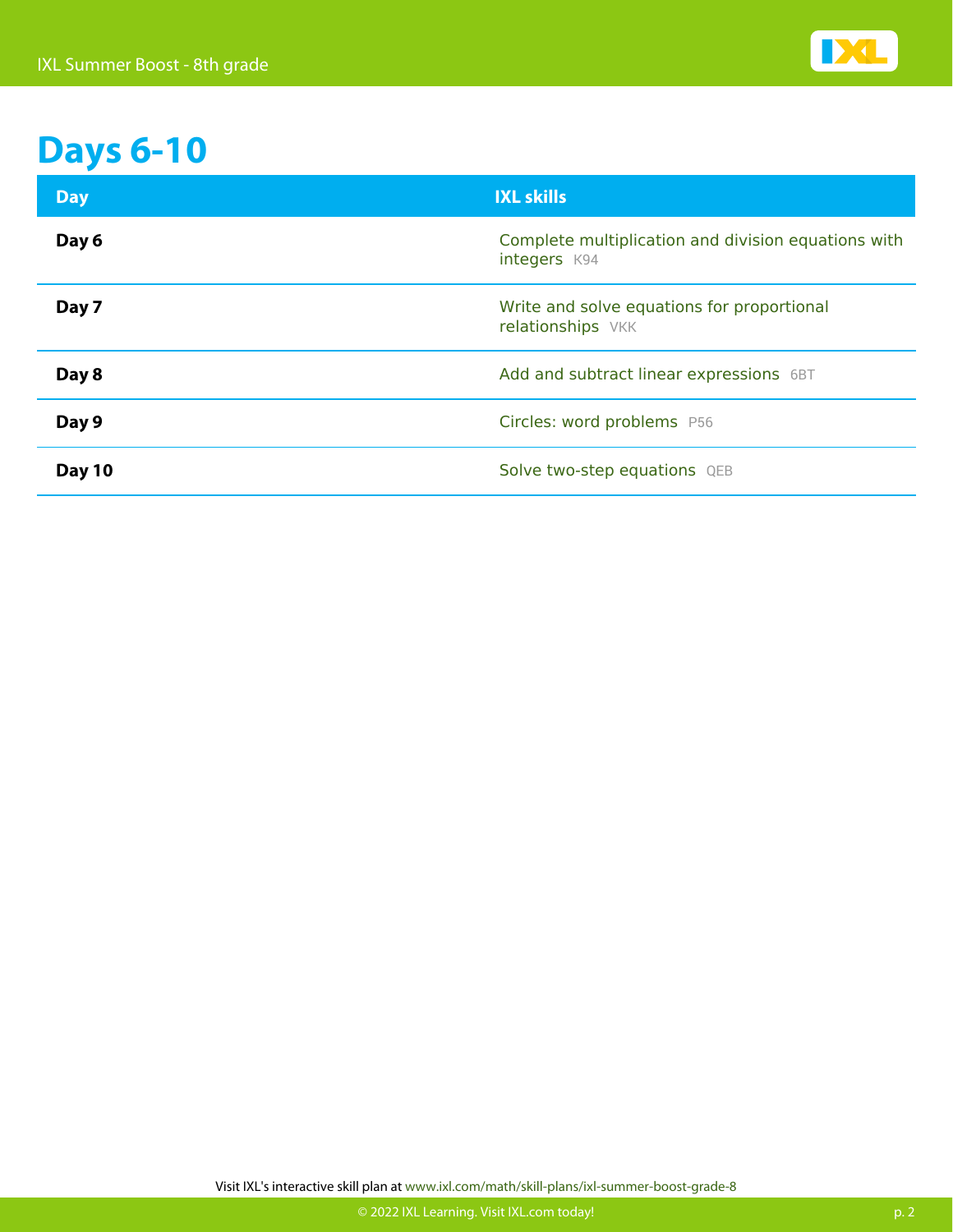# Days 6-10

| Day | IXL skills |
| --- | --- |
| **Day 6** | Complete multiplication and division equations with integers K94 |
| **Day 7** | Write and solve equations for proportional relationships VKK |
| **Day 8** | Add and subtract linear expressions 6BT |
| **Day 9** | Circles: word problems P56 |
| **Day 10** | Solve two-step equations QEB |

Visit IXL's interactive skill plan at www.ixl.com/math/skill-plans/ixl-summer-boost-grade-8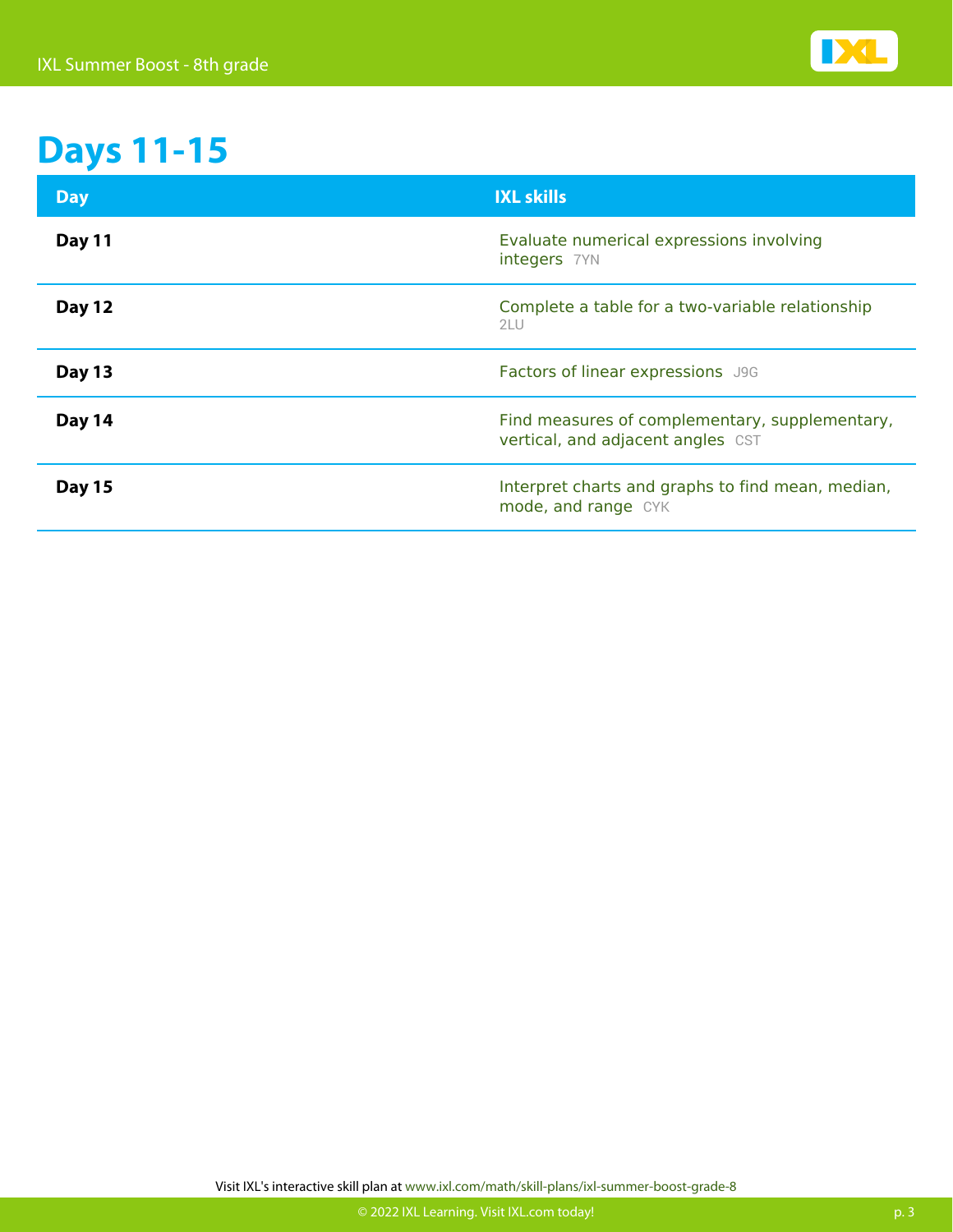# Days 11-15

| Day | IXL skills |
| --- | --- |
| **Day 11** | Evaluate numerical expressions involving integers 7YN |
| **Day 12** | Complete a table for a two-variable relationship 2LU |
| **Day 13** | Factors of linear expressions J9G |
| **Day 14** | Find measures of complementary, supplementary, vertical, and adjacent angles CST |
| **Day 15** | Interpret charts and graphs to find mean, median, mode, and range CYK |

Visit IXL's interactive skill plan at www.ixl.com/math/skill-plans/ixl-summer-boost-grade-8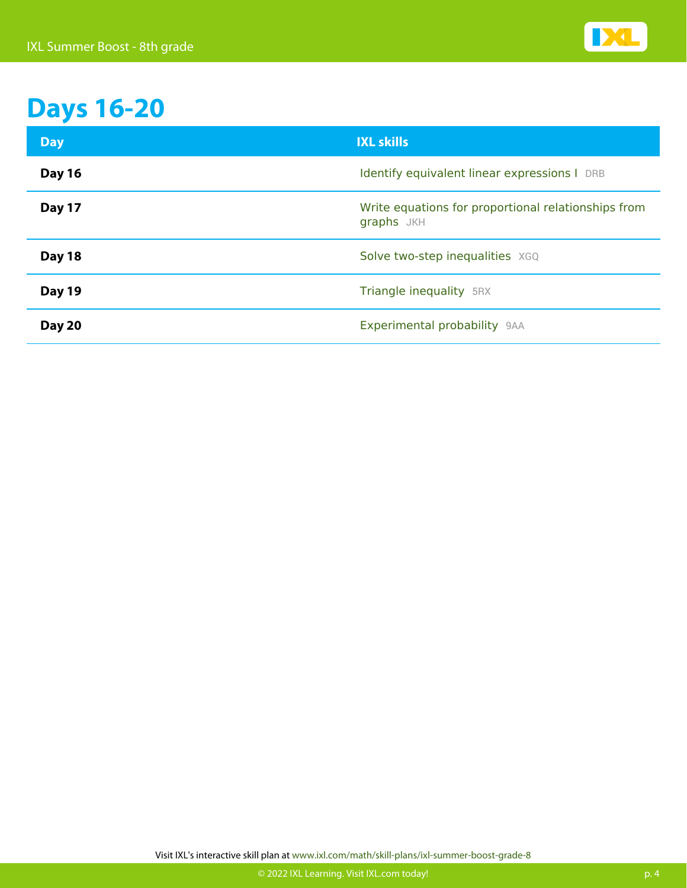# Days 16-20

| Day | IXL skills |
| --- | --- |
| **Day 16** | Identify equivalent linear expressions I DRB |
| **Day 17** | Write equations for proportional relationships from graphs JKH |
| **Day 18** | Solve two-step inequalities XGQ |
| **Day 19** | Triangle inequality 5RX |
| **Day 20** | Experimental probability 9AA |

Visit IXL's interactive skill plan at www.ixl.com/math/skill-plans/ixl-summer-boost-grade-8